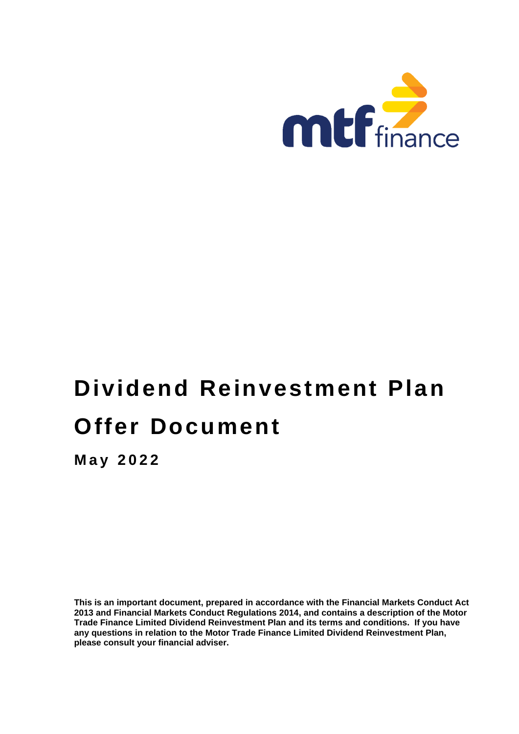mtf finance

# Dividend Reinvestment Plan

# Offer Document

## May 2022

**This is an important document, prepared in accordance with the Financial Markets Conduct Act 2013 and Financial Markets Conduct Regulations 2014, and contains a description of the Motor Trade Finance Limited Dividend Reinvestment Plan and its terms and conditions. If you have any questions in relation to the Motor Trade Finance Limited Dividend Reinvestment Plan, please consult your financial adviser.**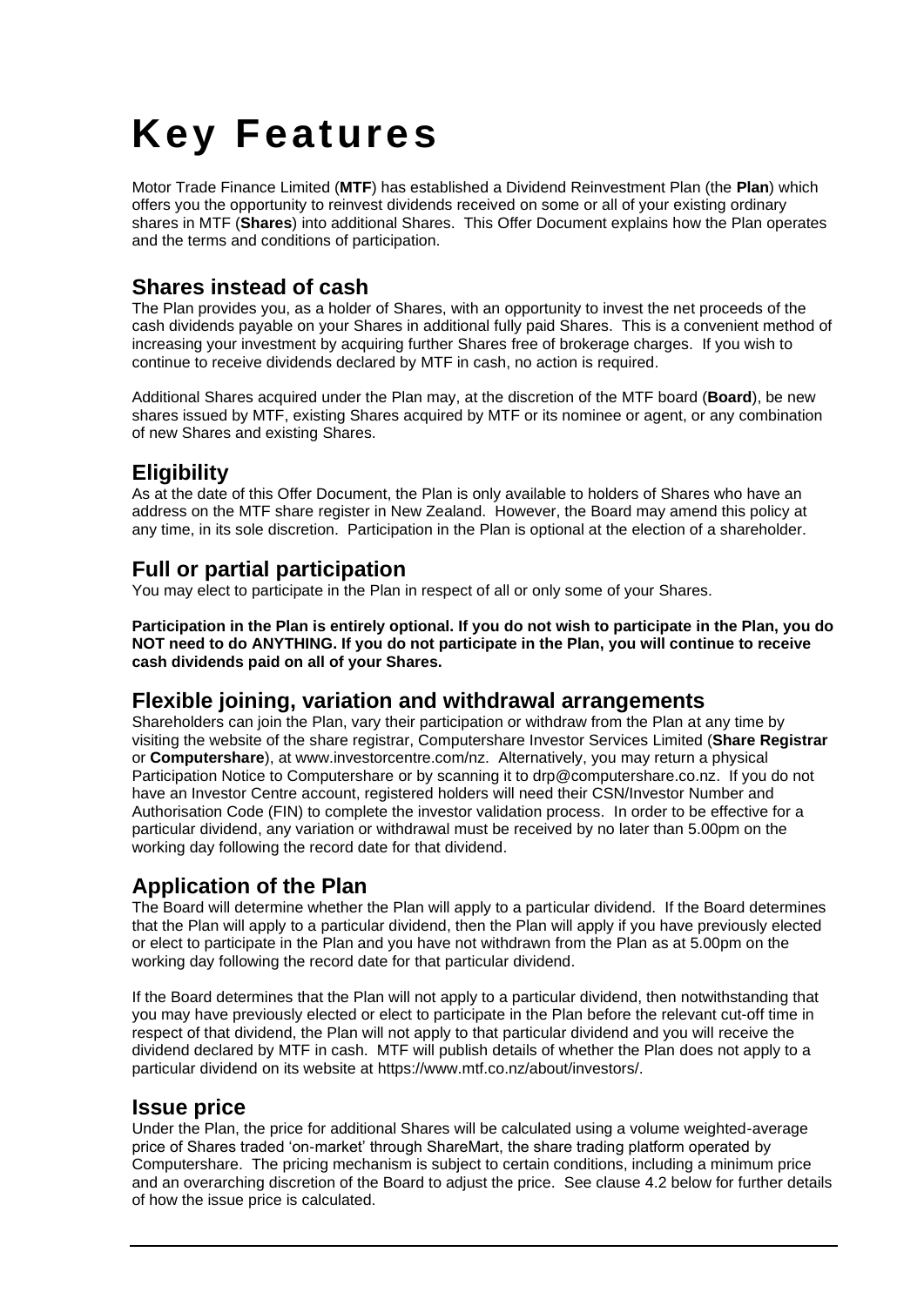# Key Features

Motor Trade Finance Limited (**MTF**) has established a Dividend Reinvestment Plan (the **Plan**) which offers you the opportunity to reinvest dividends received on some or all of your existing ordinary shares in MTF (**Shares**) into additional Shares. This Offer Document explains how the Plan operates and the terms and conditions of participation.

## Shares instead of cash

The Plan provides you, as a holder of Shares, with an opportunity to invest the net proceeds of the cash dividends payable on your Shares in additional fully paid Shares. This is a convenient method of increasing your investment by acquiring further Shares free of brokerage charges. If you wish to continue to receive dividends declared by MTF in cash, no action is required.

Additional Shares acquired under the Plan may, at the discretion of the MTF board (**Board**), be new shares issued by MTF, existing Shares acquired by MTF or its nominee or agent, or any combination of new Shares and existing Shares.

## Eligibility

As at the date of this Offer Document, the Plan is only available to holders of Shares who have an address on the MTF share register in New Zealand. However, the Board may amend this policy at any time, in its sole discretion. Participation in the Plan is optional at the election of a shareholder.

## Full or partial participation

You may elect to participate in the Plan in respect of all or only some of your Shares.

**Participation in the Plan is entirely optional. If you do not wish to participate in the Plan, you do NOT need to do ANYTHING. If you do not participate in the Plan, you will continue to receive cash dividends paid on all of your Shares.**

## Flexible joining, variation and withdrawal arrangements

Shareholders can join the Plan, vary their participation or withdraw from the Plan at any time by visiting the website of the share registrar, Computershare Investor Services Limited (**Share Registrar** or **Computershare**), at www.investorcentre.com/nz. Alternatively, you may return a physical Participation Notice to Computershare or by scanning it to drp@computershare.co.nz. If you do not have an Investor Centre account, registered holders will need their CSN/Investor Number and Authorisation Code (FIN) to complete the investor validation process. In order to be effective for a particular dividend, any variation or withdrawal must be received by no later than 5.00pm on the working day following the record date for that dividend.

## Application of the Plan

The Board will determine whether the Plan will apply to a particular dividend. If the Board determines that the Plan will apply to a particular dividend, then the Plan will apply if you have previously elected or elect to participate in the Plan and you have not withdrawn from the Plan as at 5.00pm on the working day following the record date for that particular dividend.

If the Board determines that the Plan will not apply to a particular dividend, then notwithstanding that you may have previously elected or elect to participate in the Plan before the relevant cut-off time in respect of that dividend, the Plan will not apply to that particular dividend and you will receive the dividend declared by MTF in cash. MTF will publish details of whether the Plan does not apply to a particular dividend on its website at https://www.mtf.co.nz/about/investors/.

## Issue price

Under the Plan, the price for additional Shares will be calculated using a volume weighted-average price of Shares traded 'on-market' through ShareMart, the share trading platform operated by Computershare. The pricing mechanism is subject to certain conditions, including a minimum price and an overarching discretion of the Board to adjust the price. See clause 4.2 below for further details of how the issue price is calculated.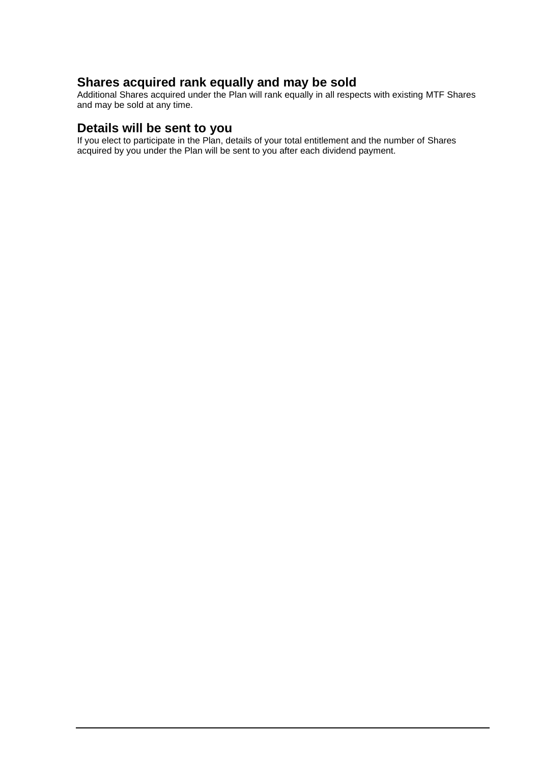## Shares acquired rank equally and may be sold

Additional Shares acquired under the Plan will rank equally in all respects with existing MTF Shares and may be sold at any time.

## Details will be sent to you

If you elect to participate in the Plan, details of your total entitlement and the number of Shares acquired by you under the Plan will be sent to you after each dividend payment.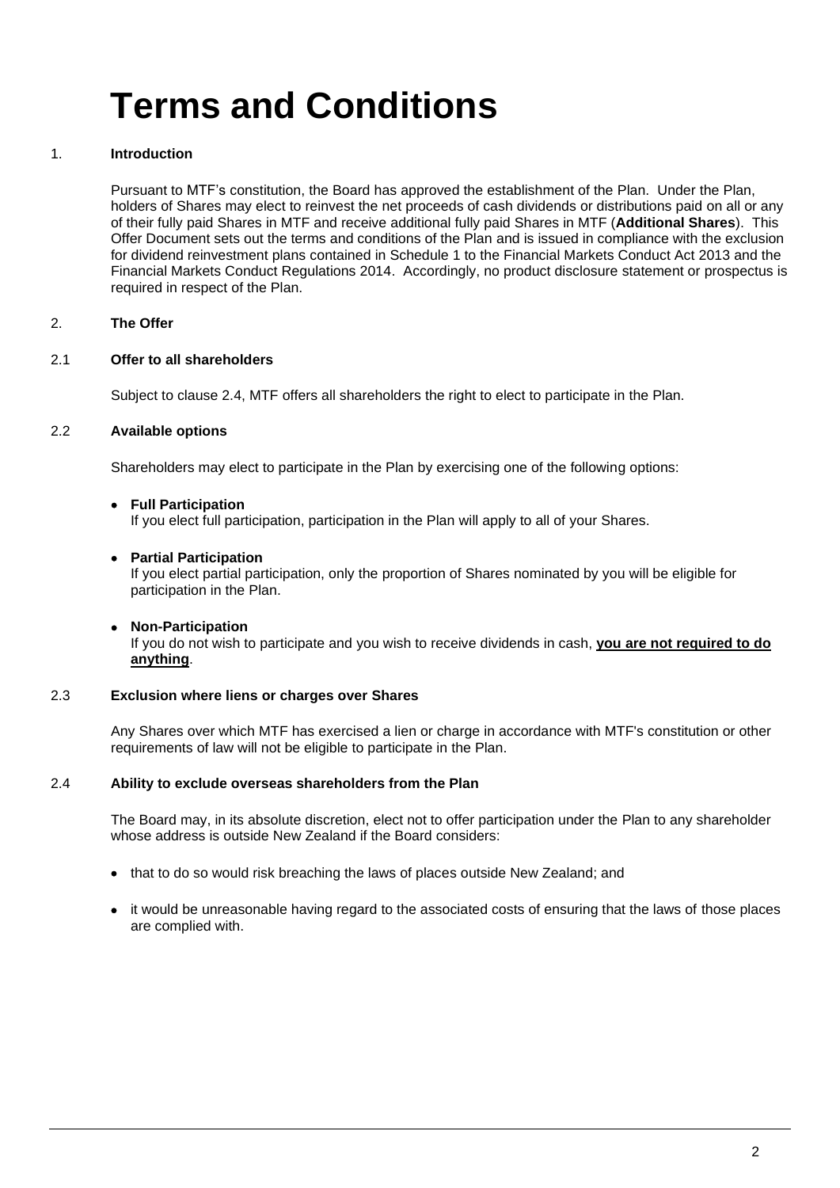# Terms and Conditions

## 1. Introduction

Pursuant to MTF's constitution, the Board has approved the establishment of the Plan. Under the Plan, holders of Shares may elect to reinvest the net proceeds of cash dividends or distributions paid on all or any of their fully paid Shares in MTF and receive additional fully paid Shares in MTF (**Additional Shares**). This Offer Document sets out the terms and conditions of the Plan and is issued in compliance with the exclusion for dividend reinvestment plans contained in Schedule 1 to the Financial Markets Conduct Act 2013 and the Financial Markets Conduct Regulations 2014. Accordingly, no product disclosure statement or prospectus is required in respect of the Plan.

## 2. The Offer

### 2.1 Offer to all shareholders

Subject to clause 2.4, MTF offers all shareholders the right to elect to participate in the Plan.

### 2.2 Available options

Shareholders may elect to participate in the Plan by exercising one of the following options:

- **Full Participation**
  If you elect full participation, participation in the Plan will apply to all of your Shares.

- **Partial Participation**
  If you elect partial participation, only the proportion of Shares nominated by you will be eligible for participation in the Plan.

- **Non-Participation**
  If you do not wish to participate and you wish to receive dividends in cash, **you are not required to do anything**.

### 2.3 Exclusion where liens or charges over Shares

Any Shares over which MTF has exercised a lien or charge in accordance with MTF's constitution or other requirements of law will not be eligible to participate in the Plan.

### 2.4 Ability to exclude overseas shareholders from the Plan

The Board may, in its absolute discretion, elect not to offer participation under the Plan to any shareholder whose address is outside New Zealand if the Board considers:

- that to do so would risk breaching the laws of places outside New Zealand; and
- it would be unreasonable having regard to the associated costs of ensuring that the laws of those places are complied with.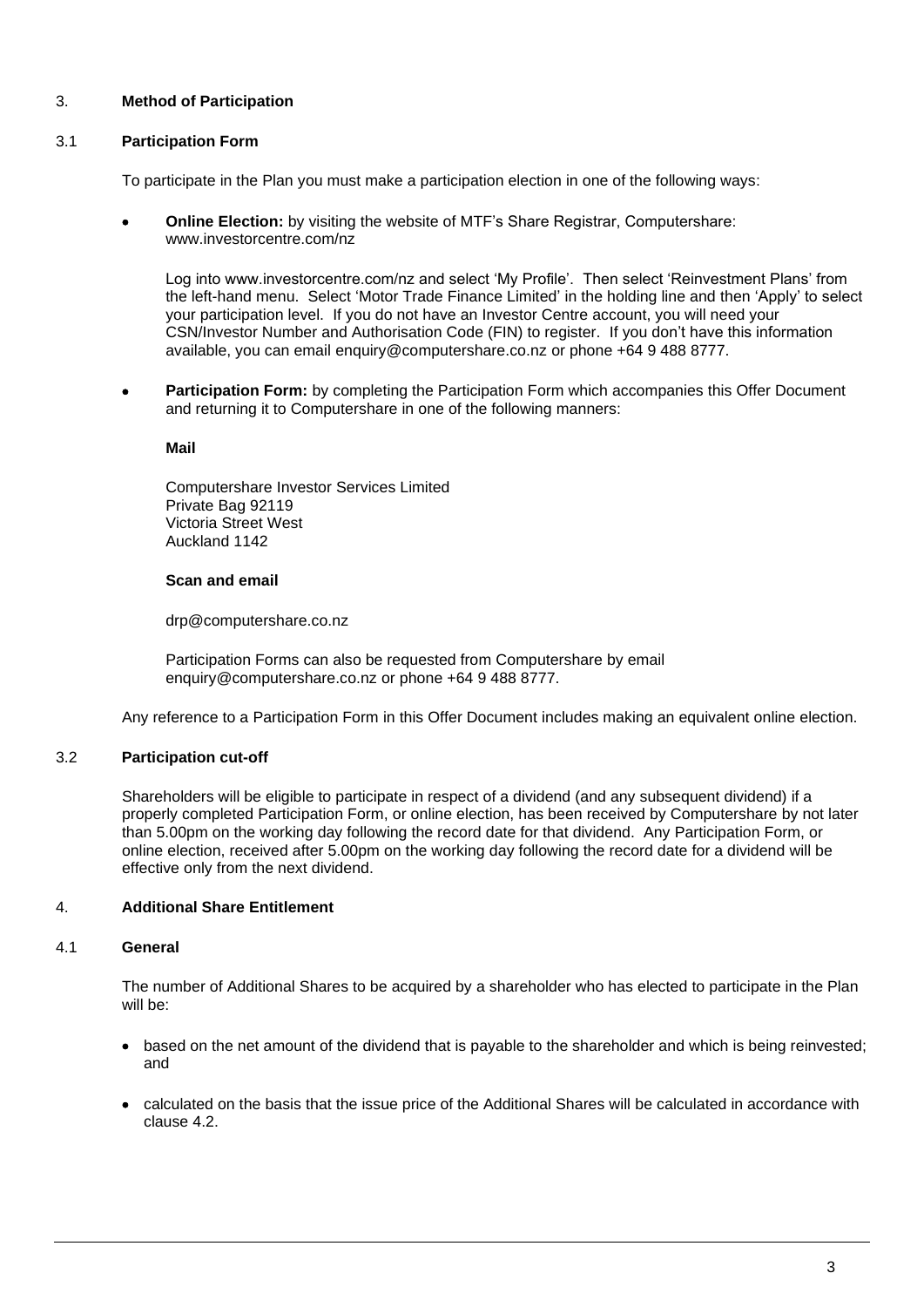## 3. Method of Participation

### 3.1 Participation Form

To participate in the Plan you must make a participation election in one of the following ways:

- **Online Election:** by visiting the website of MTF's Share Registrar, Computershare: www.investorcentre.com/nz

  Log into www.investorcentre.com/nz and select 'My Profile'. Then select 'Reinvestment Plans' from the left-hand menu. Select 'Motor Trade Finance Limited' in the holding line and then 'Apply' to select your participation level. If you do not have an Investor Centre account, you will need your CSN/Investor Number and Authorisation Code (FIN) to register. If you don't have this information available, you can email enquiry@computershare.co.nz or phone +64 9 488 8777.

- **Participation Form:** by completing the Participation Form which accompanies this Offer Document and returning it to Computershare in one of the following manners:

  **Mail**

  Computershare Investor Services Limited
  Private Bag 92119
  Victoria Street West
  Auckland 1142

  **Scan and email**

  drp@computershare.co.nz

  Participation Forms can also be requested from Computershare by email enquiry@computershare.co.nz or phone +64 9 488 8777.

Any reference to a Participation Form in this Offer Document includes making an equivalent online election.

### 3.2 Participation cut-off

Shareholders will be eligible to participate in respect of a dividend (and any subsequent dividend) if a properly completed Participation Form, or online election, has been received by Computershare by not later than 5.00pm on the working day following the record date for that dividend. Any Participation Form, or online election, received after 5.00pm on the working day following the record date for a dividend will be effective only from the next dividend.

## 4. Additional Share Entitlement

### 4.1 General

The number of Additional Shares to be acquired by a shareholder who has elected to participate in the Plan will be:

- based on the net amount of the dividend that is payable to the shareholder and which is being reinvested; and
- calculated on the basis that the issue price of the Additional Shares will be calculated in accordance with clause 4.2.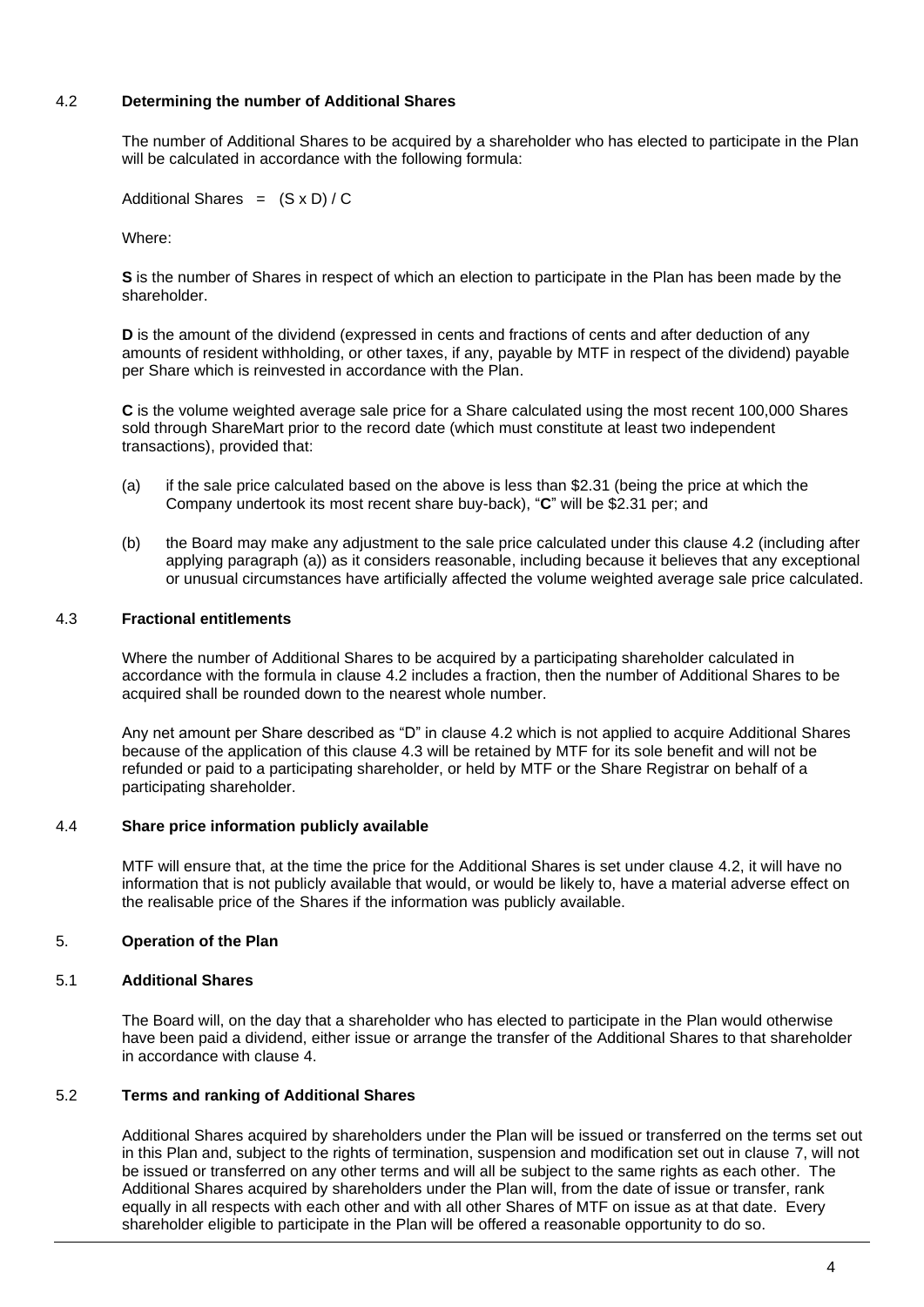### 4.2 Determining the number of Additional Shares

The number of Additional Shares to be acquired by a shareholder who has elected to participate in the Plan will be calculated in accordance with the following formula:

Additional Shares = (S x D) / C

Where:

**S** is the number of Shares in respect of which an election to participate in the Plan has been made by the shareholder.

**D** is the amount of the dividend (expressed in cents and fractions of cents and after deduction of any amounts of resident withholding, or other taxes, if any, payable by MTF in respect of the dividend) payable per Share which is reinvested in accordance with the Plan.

**C** is the volume weighted average sale price for a Share calculated using the most recent 100,000 Shares sold through ShareMart prior to the record date (which must constitute at least two independent transactions), provided that:

(a) if the sale price calculated based on the above is less than $2.31 (being the price at which the Company undertook its most recent share buy-back), "**C**" will be $2.31 per; and

(b) the Board may make any adjustment to the sale price calculated under this clause 4.2 (including after applying paragraph (a)) as it considers reasonable, including because it believes that any exceptional or unusual circumstances have artificially affected the volume weighted average sale price calculated.

### 4.3 Fractional entitlements

Where the number of Additional Shares to be acquired by a participating shareholder calculated in accordance with the formula in clause 4.2 includes a fraction, then the number of Additional Shares to be acquired shall be rounded down to the nearest whole number.

Any net amount per Share described as "D" in clause 4.2 which is not applied to acquire Additional Shares because of the application of this clause 4.3 will be retained by MTF for its sole benefit and will not be refunded or paid to a participating shareholder, or held by MTF or the Share Registrar on behalf of a participating shareholder.

### 4.4 Share price information publicly available

MTF will ensure that, at the time the price for the Additional Shares is set under clause 4.2, it will have no information that is not publicly available that would, or would be likely to, have a material adverse effect on the realisable price of the Shares if the information was publicly available.

## 5. Operation of the Plan

### 5.1 Additional Shares

The Board will, on the day that a shareholder who has elected to participate in the Plan would otherwise have been paid a dividend, either issue or arrange the transfer of the Additional Shares to that shareholder in accordance with clause 4.

### 5.2 Terms and ranking of Additional Shares

Additional Shares acquired by shareholders under the Plan will be issued or transferred on the terms set out in this Plan and, subject to the rights of termination, suspension and modification set out in clause 7, will not be issued or transferred on any other terms and will all be subject to the same rights as each other. The Additional Shares acquired by shareholders under the Plan will, from the date of issue or transfer, rank equally in all respects with each other and with all other Shares of MTF on issue as at that date. Every shareholder eligible to participate in the Plan will be offered a reasonable opportunity to do so.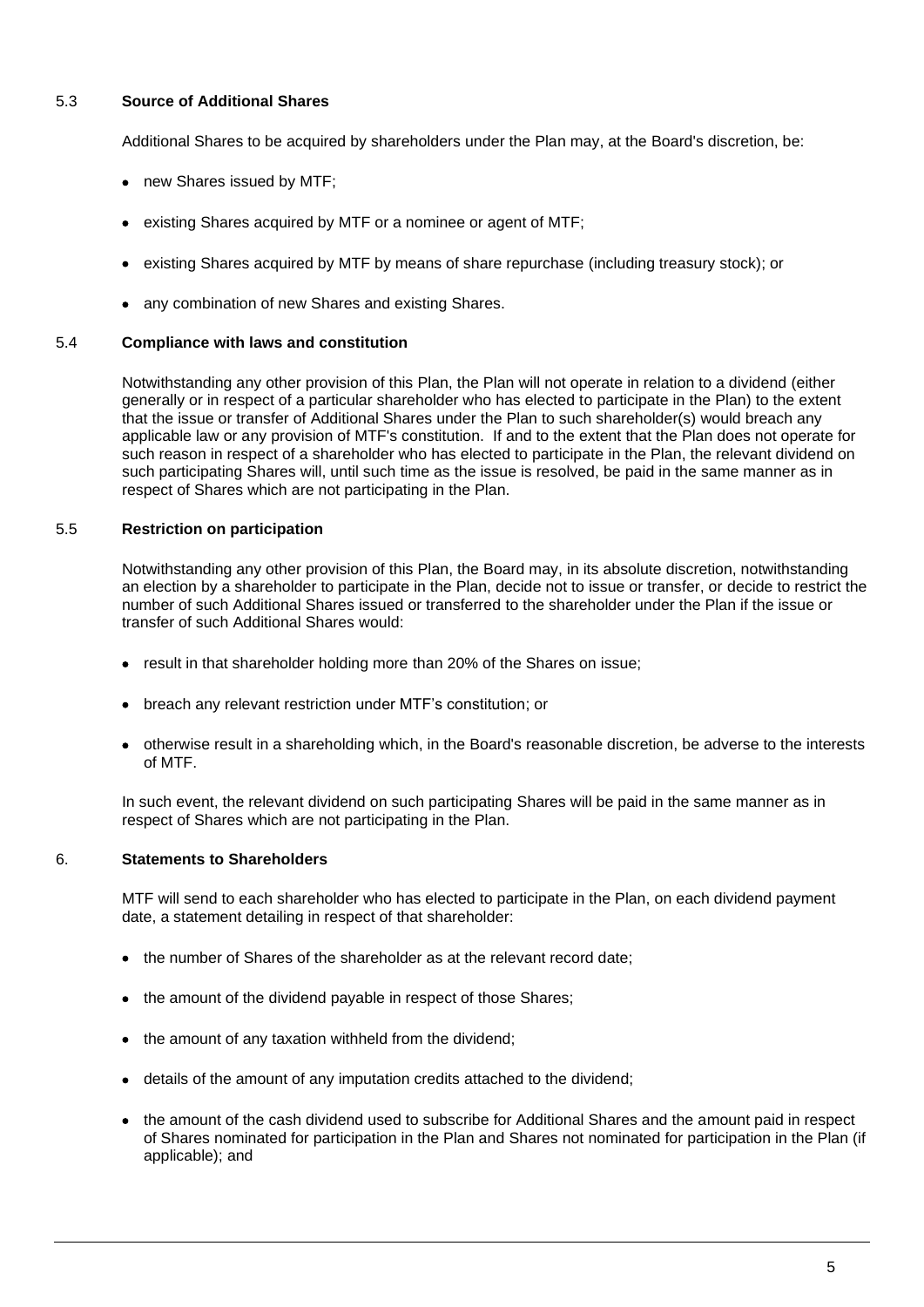### 5.3 **Source of Additional Shares**

Additional Shares to be acquired by shareholders under the Plan may, at the Board's discretion, be:

- new Shares issued by MTF;
- existing Shares acquired by MTF or a nominee or agent of MTF;
- existing Shares acquired by MTF by means of share repurchase (including treasury stock); or
- any combination of new Shares and existing Shares.

### 5.4 **Compliance with laws and constitution**

Notwithstanding any other provision of this Plan, the Plan will not operate in relation to a dividend (either generally or in respect of a particular shareholder who has elected to participate in the Plan) to the extent that the issue or transfer of Additional Shares under the Plan to such shareholder(s) would breach any applicable law or any provision of MTF's constitution. If and to the extent that the Plan does not operate for such reason in respect of a shareholder who has elected to participate in the Plan, the relevant dividend on such participating Shares will, until such time as the issue is resolved, be paid in the same manner as in respect of Shares which are not participating in the Plan.

### 5.5 **Restriction on participation**

Notwithstanding any other provision of this Plan, the Board may, in its absolute discretion, notwithstanding an election by a shareholder to participate in the Plan, decide not to issue or transfer, or decide to restrict the number of such Additional Shares issued or transferred to the shareholder under the Plan if the issue or transfer of such Additional Shares would:

- result in that shareholder holding more than 20% of the Shares on issue;
- breach any relevant restriction under MTF's constitution; or
- otherwise result in a shareholding which, in the Board's reasonable discretion, be adverse to the interests of MTF.

In such event, the relevant dividend on such participating Shares will be paid in the same manner as in respect of Shares which are not participating in the Plan.

## 6. **Statements to Shareholders**

MTF will send to each shareholder who has elected to participate in the Plan, on each dividend payment date, a statement detailing in respect of that shareholder:

- the number of Shares of the shareholder as at the relevant record date;
- the amount of the dividend payable in respect of those Shares;
- the amount of any taxation withheld from the dividend;
- details of the amount of any imputation credits attached to the dividend;
- the amount of the cash dividend used to subscribe for Additional Shares and the amount paid in respect of Shares nominated for participation in the Plan and Shares not nominated for participation in the Plan (if applicable); and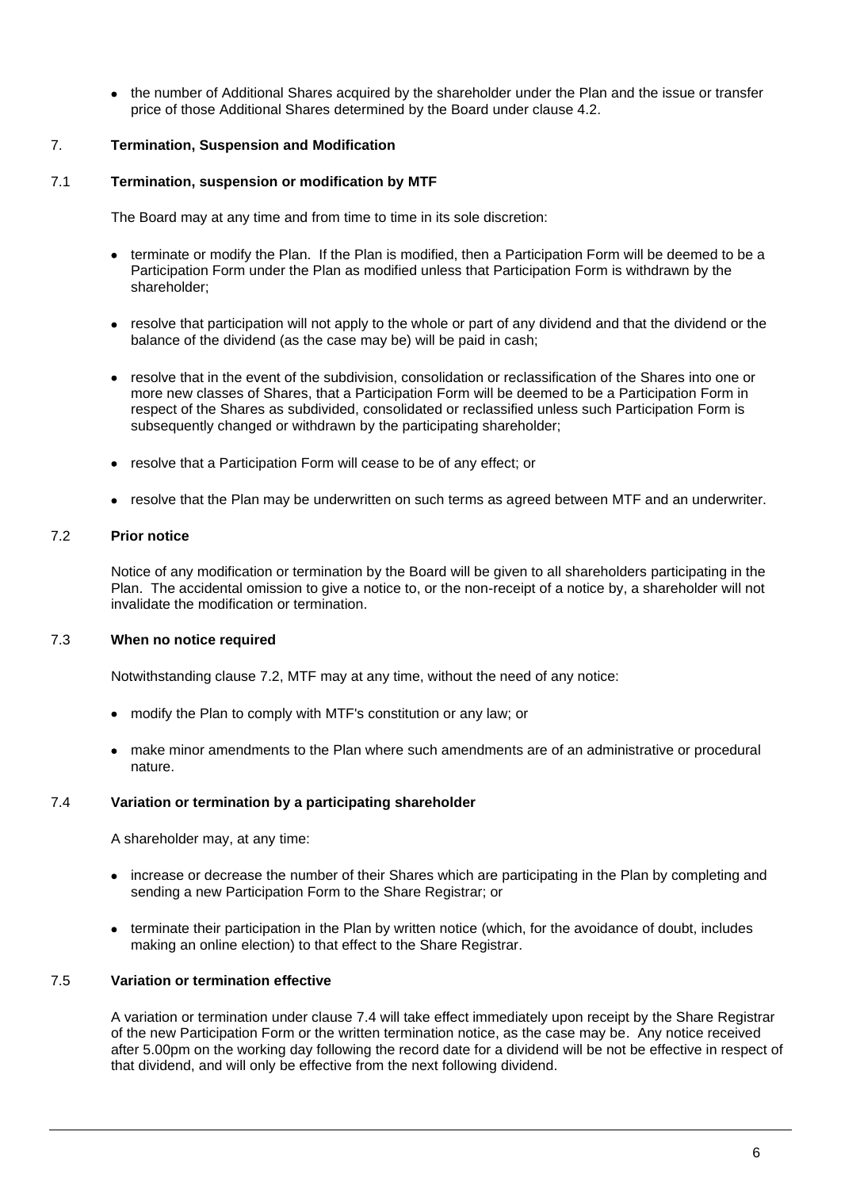- the number of Additional Shares acquired by the shareholder under the Plan and the issue or transfer price of those Additional Shares determined by the Board under clause 4.2.

## 7. Termination, Suspension and Modification

### 7.1 Termination, suspension or modification by MTF

The Board may at any time and from time to time in its sole discretion:

- terminate or modify the Plan. If the Plan is modified, then a Participation Form will be deemed to be a Participation Form under the Plan as modified unless that Participation Form is withdrawn by the shareholder;
- resolve that participation will not apply to the whole or part of any dividend and that the dividend or the balance of the dividend (as the case may be) will be paid in cash;
- resolve that in the event of the subdivision, consolidation or reclassification of the Shares into one or more new classes of Shares, that a Participation Form will be deemed to be a Participation Form in respect of the Shares as subdivided, consolidated or reclassified unless such Participation Form is subsequently changed or withdrawn by the participating shareholder;
- resolve that a Participation Form will cease to be of any effect; or
- resolve that the Plan may be underwritten on such terms as agreed between MTF and an underwriter.

### 7.2 Prior notice

Notice of any modification or termination by the Board will be given to all shareholders participating in the Plan. The accidental omission to give a notice to, or the non-receipt of a notice by, a shareholder will not invalidate the modification or termination.

### 7.3 When no notice required

Notwithstanding clause 7.2, MTF may at any time, without the need of any notice:

- modify the Plan to comply with MTF's constitution or any law; or
- make minor amendments to the Plan where such amendments are of an administrative or procedural nature.

### 7.4 Variation or termination by a participating shareholder

A shareholder may, at any time:

- increase or decrease the number of their Shares which are participating in the Plan by completing and sending a new Participation Form to the Share Registrar; or
- terminate their participation in the Plan by written notice (which, for the avoidance of doubt, includes making an online election) to that effect to the Share Registrar.

### 7.5 Variation or termination effective

A variation or termination under clause 7.4 will take effect immediately upon receipt by the Share Registrar of the new Participation Form or the written termination notice, as the case may be. Any notice received after 5.00pm on the working day following the record date for a dividend will be not be effective in respect of that dividend, and will only be effective from the next following dividend.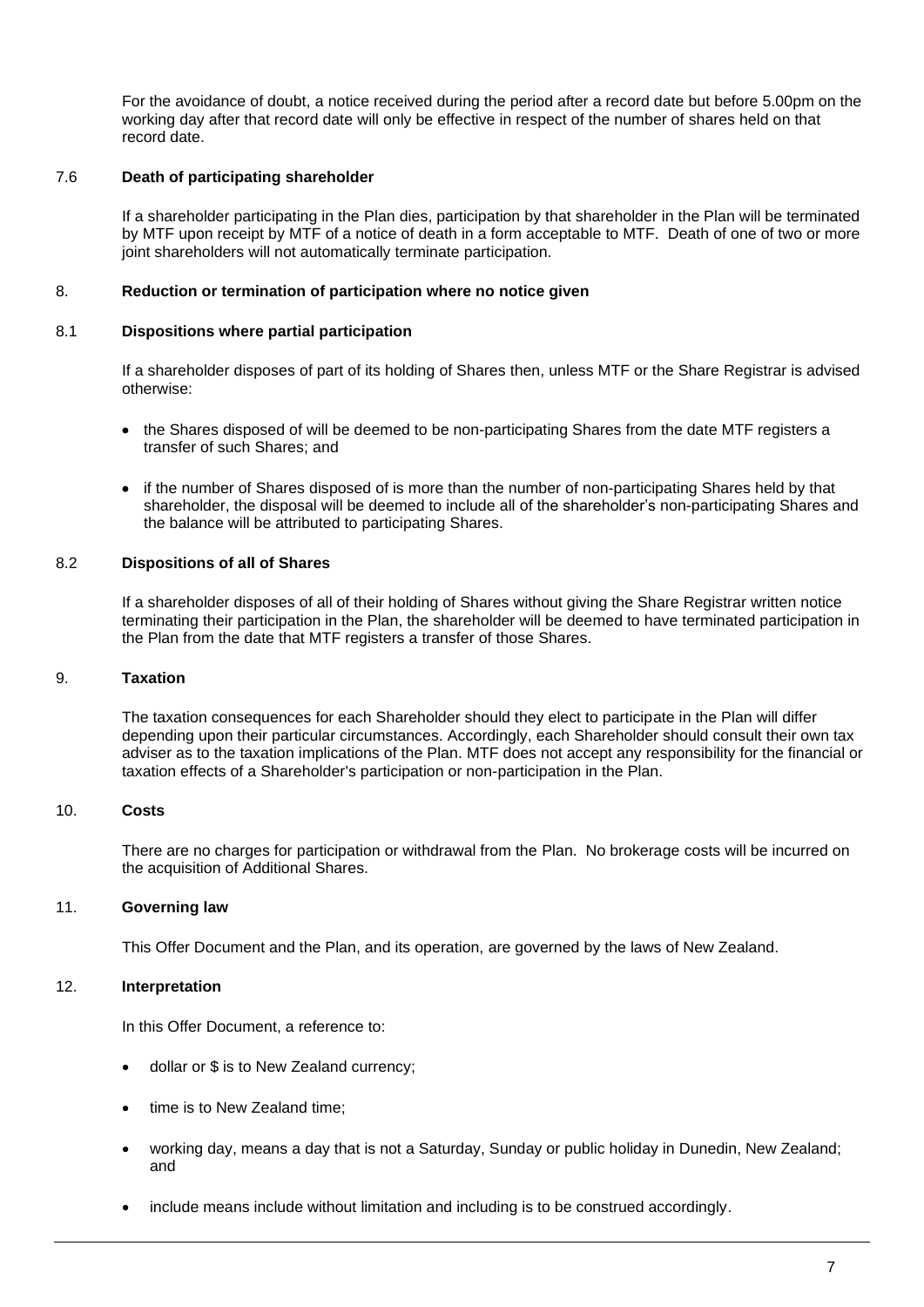For the avoidance of doubt, a notice received during the period after a record date but before 5.00pm on the working day after that record date will only be effective in respect of the number of shares held on that record date.

### 7.6 Death of participating shareholder

If a shareholder participating in the Plan dies, participation by that shareholder in the Plan will be terminated by MTF upon receipt by MTF of a notice of death in a form acceptable to MTF. Death of one of two or more joint shareholders will not automatically terminate participation.

## 8. Reduction or termination of participation where no notice given

### 8.1 Dispositions where partial participation

If a shareholder disposes of part of its holding of Shares then, unless MTF or the Share Registrar is advised otherwise:

- the Shares disposed of will be deemed to be non-participating Shares from the date MTF registers a transfer of such Shares; and
- if the number of Shares disposed of is more than the number of non-participating Shares held by that shareholder, the disposal will be deemed to include all of the shareholder's non-participating Shares and the balance will be attributed to participating Shares.

### 8.2 Dispositions of all of Shares

If a shareholder disposes of all of their holding of Shares without giving the Share Registrar written notice terminating their participation in the Plan, the shareholder will be deemed to have terminated participation in the Plan from the date that MTF registers a transfer of those Shares.

## 9. Taxation

The taxation consequences for each Shareholder should they elect to participate in the Plan will differ depending upon their particular circumstances. Accordingly, each Shareholder should consult their own tax adviser as to the taxation implications of the Plan. MTF does not accept any responsibility for the financial or taxation effects of a Shareholder's participation or non-participation in the Plan.

## 10. Costs

There are no charges for participation or withdrawal from the Plan. No brokerage costs will be incurred on the acquisition of Additional Shares.

## 11. Governing law

This Offer Document and the Plan, and its operation, are governed by the laws of New Zealand.

## 12. Interpretation

In this Offer Document, a reference to:

- dollar or $ is to New Zealand currency;
- time is to New Zealand time;
- working day, means a day that is not a Saturday, Sunday or public holiday in Dunedin, New Zealand; and
- include means include without limitation and including is to be construed accordingly.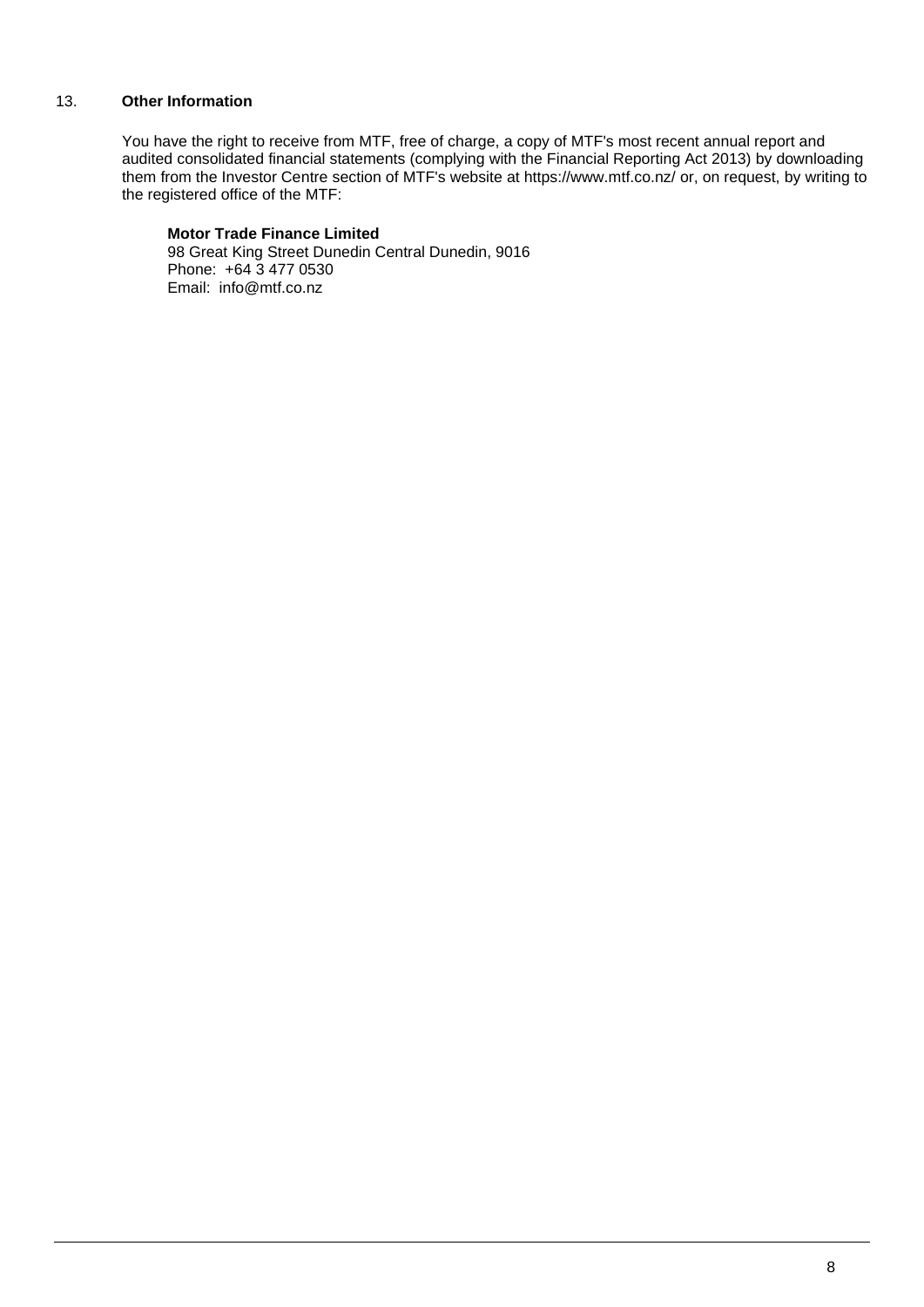## 13. Other Information

You have the right to receive from MTF, free of charge, a copy of MTF's most recent annual report and audited consolidated financial statements (complying with the Financial Reporting Act 2013) by downloading them from the Investor Centre section of MTF's website at https://www.mtf.co.nz/ or, on request, by writing to the registered office of the MTF:

**Motor Trade Finance Limited**
98 Great King Street Dunedin Central Dunedin, 9016
Phone: +64 3 477 0530
Email: info@mtf.co.nz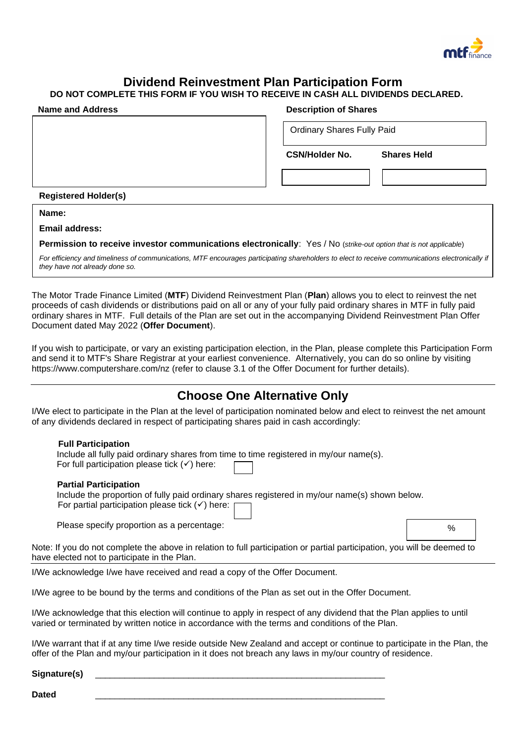# Dividend Reinvestment Plan Participation Form

**DO NOT COMPLETE THIS FORM IF YOU WISH TO RECEIVE IN CASH ALL DIVIDENDS DECLARED.**

| **Name and Address** | **Description of Shares** | |
|---|---|---|
| | Ordinary Shares Fully Paid | |
| | **CSN/Holder No.** | **Shares Held** |
| | | |

**Registered Holder(s)**

**Name:**

**Email address:**

**Permission to receive investor communications electronically**: Yes / No (*strike-out option that is not applicable*)

*For efficiency and timeliness of communications, MTF encourages participating shareholders to elect to receive communications electronically if they have not already done so.*

The Motor Trade Finance Limited (**MTF**) Dividend Reinvestment Plan (**Plan**) allows you to elect to reinvest the net proceeds of cash dividends or distributions paid on all or any of your fully paid ordinary shares in MTF in fully paid ordinary shares in MTF. Full details of the Plan are set out in the accompanying Dividend Reinvestment Plan Offer Document dated May 2022 (**Offer Document**).

If you wish to participate, or vary an existing participation election, in the Plan, please complete this Participation Form and send it to MTF's Share Registrar at your earliest convenience. Alternatively, you can do so online by visiting https://www.computershare.com/nz (refer to clause 3.1 of the Offer Document for further details).

## Choose One Alternative Only

I/We elect to participate in the Plan at the level of participation nominated below and elect to reinvest the net amount of any dividends declared in respect of participating shares paid in cash accordingly:

**Full Participation**
Include all fully paid ordinary shares from time to time registered in my/our name(s).
For full participation please tick (✓) here: ☐

**Partial Participation**
Include the proportion of fully paid ordinary shares registered in my/our name(s) shown below.
For partial participation please tick (✓) here: ☐

Please specify proportion as a percentage: ______ %

Note: If you do not complete the above in relation to full participation or partial participation, you will be deemed to have elected not to participate in the Plan.

I/We acknowledge I/we have received and read a copy of the Offer Document.

I/We agree to be bound by the terms and conditions of the Plan as set out in the Offer Document.

I/We acknowledge that this election will continue to apply in respect of any dividend that the Plan applies to until varied or terminated by written notice in accordance with the terms and conditions of the Plan.

I/We warrant that if at any time I/we reside outside New Zealand and accept or continue to participate in the Plan, the offer of the Plan and my/our participation in it does not breach any laws in my/our country of residence.

**Signature(s)** ____________________________________________________________

**Dated** ____________________________________________________________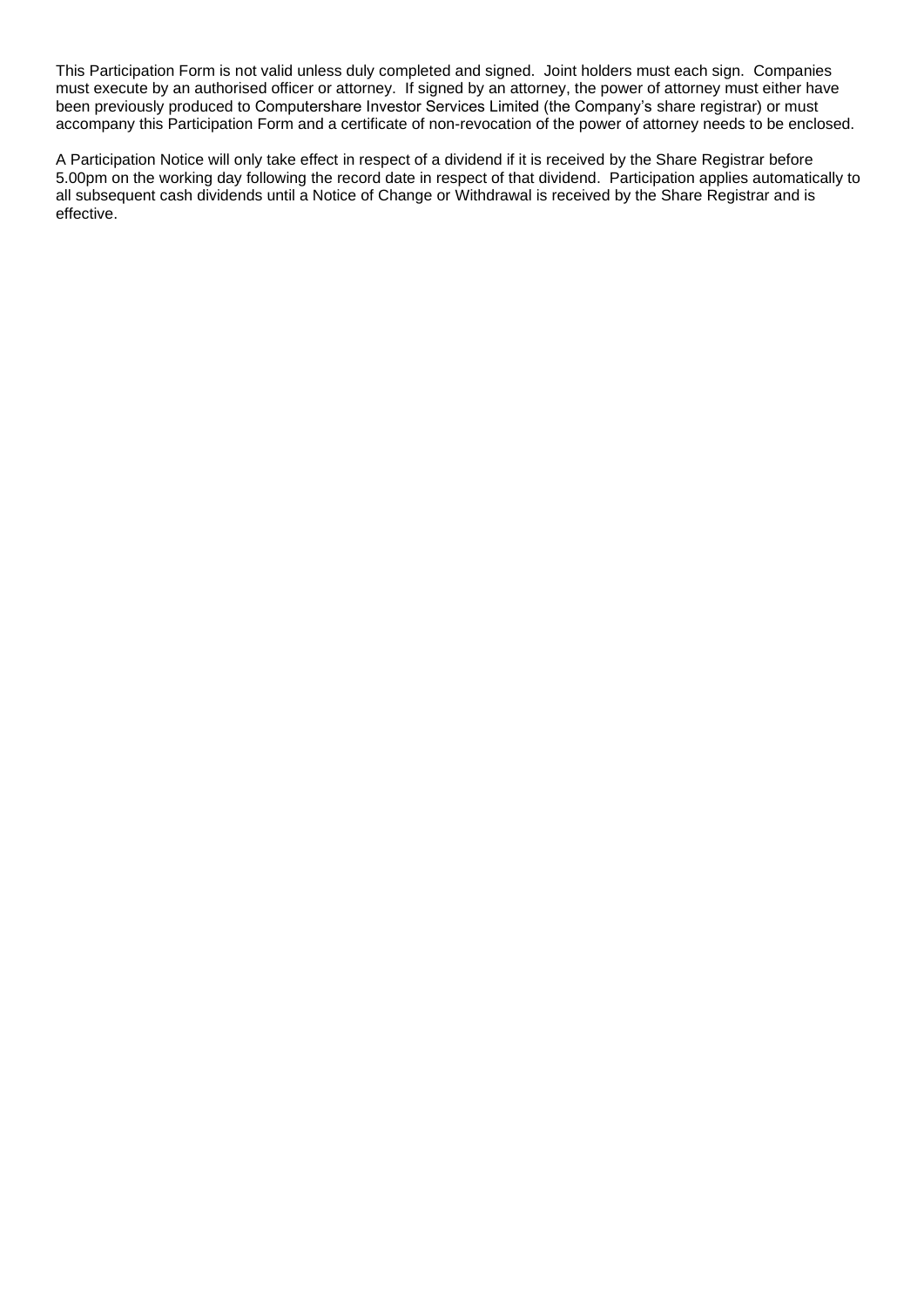This Participation Form is not valid unless duly completed and signed. Joint holders must each sign. Companies must execute by an authorised officer or attorney. If signed by an attorney, the power of attorney must either have been previously produced to Computershare Investor Services Limited (the Company's share registrar) or must accompany this Participation Form and a certificate of non-revocation of the power of attorney needs to be enclosed.

A Participation Notice will only take effect in respect of a dividend if it is received by the Share Registrar before 5.00pm on the working day following the record date in respect of that dividend. Participation applies automatically to all subsequent cash dividends until a Notice of Change or Withdrawal is received by the Share Registrar and is effective.